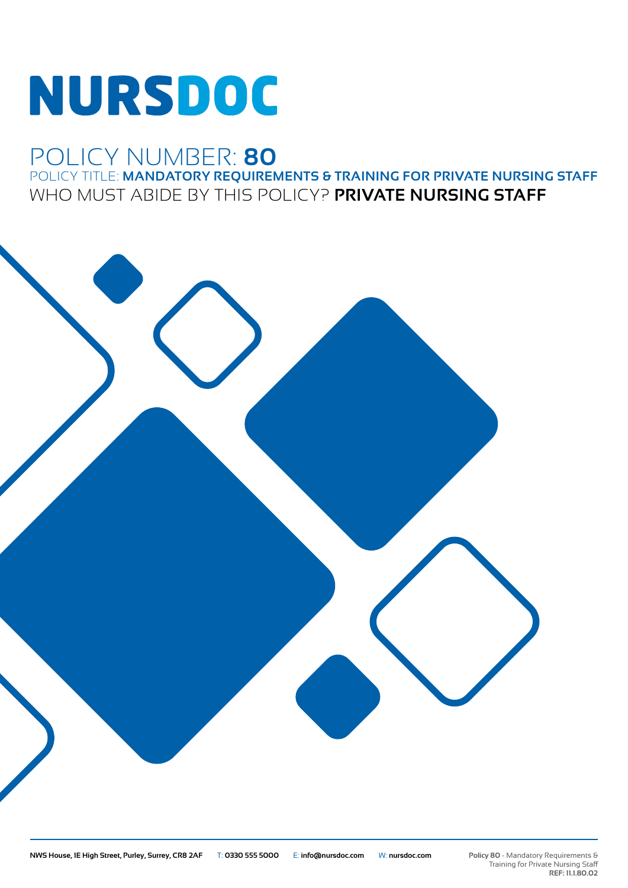# NURSDOC

## POLICY NUMBER: **80**

POLICY TITLE: **MANDATORY REQUIREMENTS & TRAINING FOR PRIVATE NURSING STAFF**

WHO MUST ABIDE BY THIS POLICY? **PRIVATE NURSING STAFF**

**NWS House, 1E High Street, Purley, Surrey, CR8 2AF** T: **0330 555 5000** E: **info@nursdoc.com** W: **nursdoc.com**

**Policy 80** - Mandatory Requirements & Training for Private Nursing Staff
**REF: 11.1.80.02**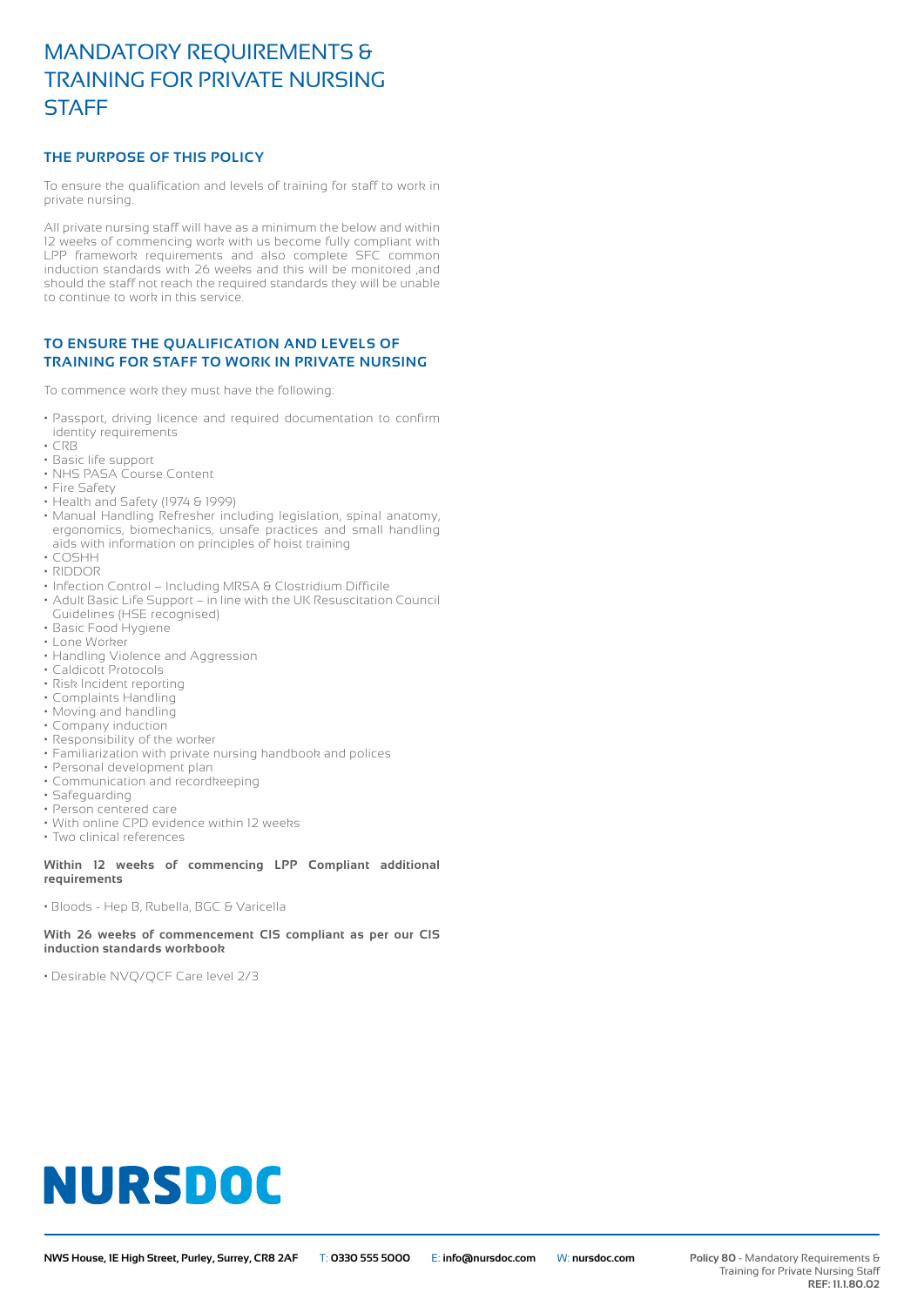# MANDATORY REQUIREMENTS & TRAINING FOR PRIVATE NURSING STAFF

## THE PURPOSE OF THIS POLICY

To ensure the qualification and levels of training for staff to work in private nursing.

All private nursing staff will have as a minimum the below and within 12 weeks of commencing work with us become fully compliant with LPP framework requirements and also complete SFC common induction standards with 26 weeks and this will be monitored ,and should the staff not reach the required standards they will be unable to continue to work in this service.

## TO ENSURE THE QUALIFICATION AND LEVELS OF TRAINING FOR STAFF TO WORK IN PRIVATE NURSING

To commence work they must have the following:

- Passport, driving licence and required documentation to confirm identity requirements
- CRB
- Basic life support
- NHS PASA Course Content
- Fire Safety
- Health and Safety (1974 & 1999)
- Manual Handling Refresher including legislation, spinal anatomy, ergonomics, biomechanics, unsafe practices and small handling aids with information on principles of hoist training
- COSHH
- RIDDOR
- Infection Control – Including MRSA & Clostridium Difficile
- Adult Basic Life Support – in line with the UK Resuscitation Council Guidelines (HSE recognised)
- Basic Food Hygiene
- Lone Worker
- Handling Violence and Aggression
- Caldicott Protocols
- Risk Incident reporting
- Complaints Handling
- Moving and handling
- Company induction
- Responsibility of the worker
- Familiarization with private nursing handbook and polices
- Personal development plan
- Communication and recordkeeping
- Safeguarding
- Person centered care
- With online CPD evidence within 12 weeks
- Two clinical references

**Within 12 weeks of commencing LPP Compliant additional requirements**

- Bloods - Hep B, Rubella, BGC & Varicella

**With 26 weeks of commencement CIS compliant as per our CIS induction standards workbook**

- Desirable NVQ/QCF Care level 2/3

NURSDOC

**NWS House, 1E High Street, Purley, Surrey, CR8 2AF** T: **0330 555 5000** E: **info@nursdoc.com** W: **nursdoc.com**

**Policy 80** - Mandatory Requirements & Training for Private Nursing Staff
**REF: 11.1.80.02**